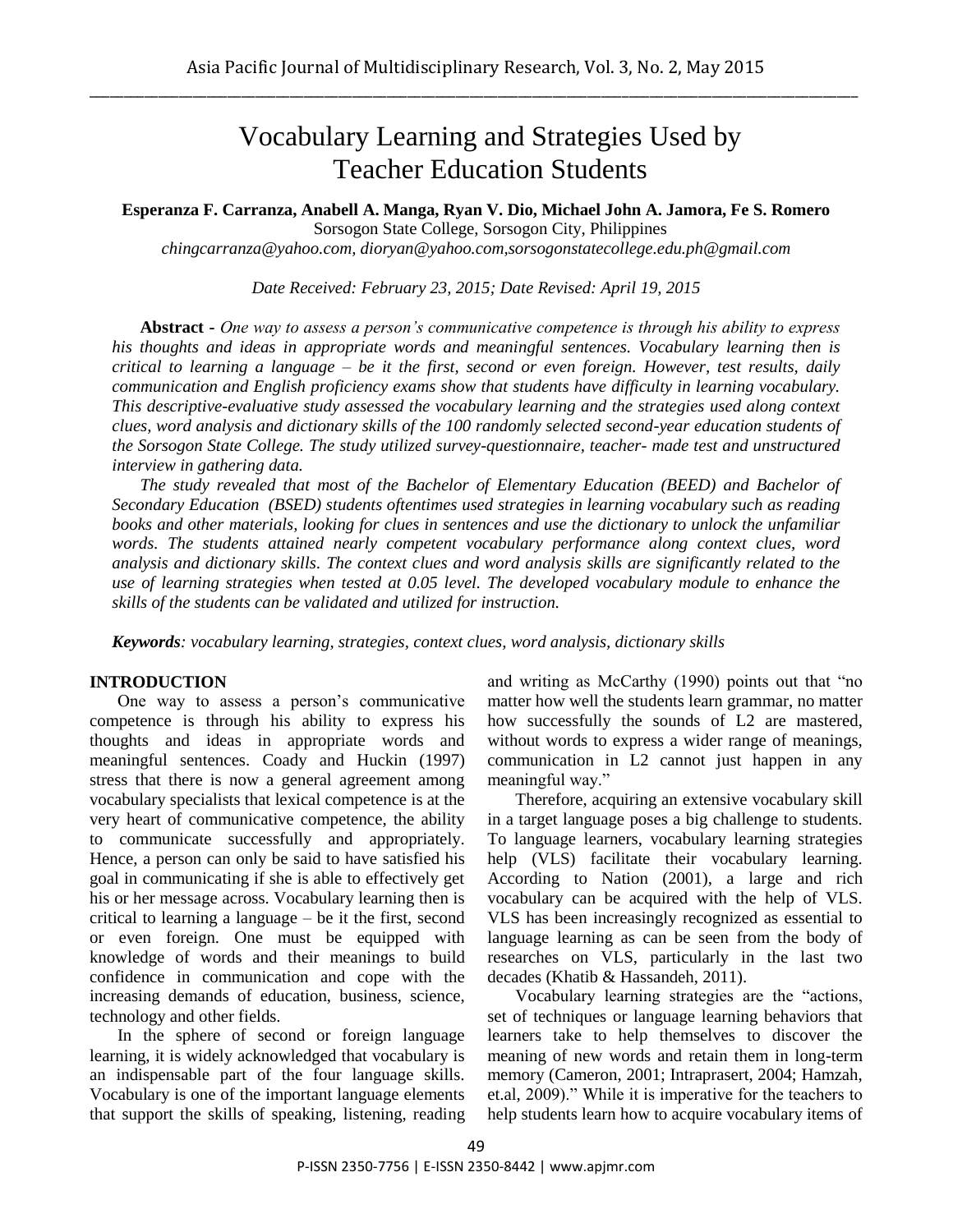# Vocabulary Learning and Strategies Used by Teacher Education Students

**Esperanza F. Carranza, Anabell A. Manga, Ryan V. Dio, Michael John A. Jamora, Fe S. Romero**
Sorsogon State College, Sorsogon City, Philippines
*chingcarranza@yahoo.com, dioryan@yahoo.com,sorsogonstatecollege.edu.ph@gmail.com*

*Date Received: February 23, 2015; Date Revised: April 19, 2015*

**Abstract -** *One way to assess a person's communicative competence is through his ability to express his thoughts and ideas in appropriate words and meaningful sentences. Vocabulary learning then is critical to learning a language – be it the first, second or even foreign. However, test results, daily communication and English proficiency exams show that students have difficulty in learning vocabulary. This descriptive-evaluative study assessed the vocabulary learning and the strategies used along context clues, word analysis and dictionary skills of the 100 randomly selected second-year education students of the Sorsogon State College. The study utilized survey-questionnaire, teacher- made test and unstructured interview in gathering data.*

*The study revealed that most of the Bachelor of Elementary Education (BEED) and Bachelor of Secondary Education (BSED) students oftentimes used strategies in learning vocabulary such as reading books and other materials, looking for clues in sentences and use the dictionary to unlock the unfamiliar words. The students attained nearly competent vocabulary performance along context clues, word analysis and dictionary skills. The context clues and word analysis skills are significantly related to the use of learning strategies when tested at 0.05 level. The developed vocabulary module to enhance the skills of the students can be validated and utilized for instruction.*

***Keywords****: vocabulary learning, strategies, context clues, word analysis, dictionary skills*

## INTRODUCTION

One way to assess a person's communicative competence is through his ability to express his thoughts and ideas in appropriate words and meaningful sentences. Coady and Huckin (1997) stress that there is now a general agreement among vocabulary specialists that lexical competence is at the very heart of communicative competence, the ability to communicate successfully and appropriately. Hence, a person can only be said to have satisfied his goal in communicating if she is able to effectively get his or her message across. Vocabulary learning then is critical to learning a language – be it the first, second or even foreign. One must be equipped with knowledge of words and their meanings to build confidence in communication and cope with the increasing demands of education, business, science, technology and other fields.

In the sphere of second or foreign language learning, it is widely acknowledged that vocabulary is an indispensable part of the four language skills. Vocabulary is one of the important language elements that support the skills of speaking, listening, reading and writing as McCarthy (1990) points out that "no matter how well the students learn grammar, no matter how successfully the sounds of L2 are mastered, without words to express a wider range of meanings, communication in L2 cannot just happen in any meaningful way."

Therefore, acquiring an extensive vocabulary skill in a target language poses a big challenge to students. To language learners, vocabulary learning strategies help (VLS) facilitate their vocabulary learning. According to Nation (2001), a large and rich vocabulary can be acquired with the help of VLS. VLS has been increasingly recognized as essential to language learning as can be seen from the body of researches on VLS, particularly in the last two decades (Khatib & Hassandeh, 2011).

Vocabulary learning strategies are the "actions, set of techniques or language learning behaviors that learners take to help themselves to discover the meaning of new words and retain them in long-term memory (Cameron, 2001; Intraprasert, 2004; Hamzah, et.al, 2009)." While it is imperative for the teachers to help students learn how to acquire vocabulary items of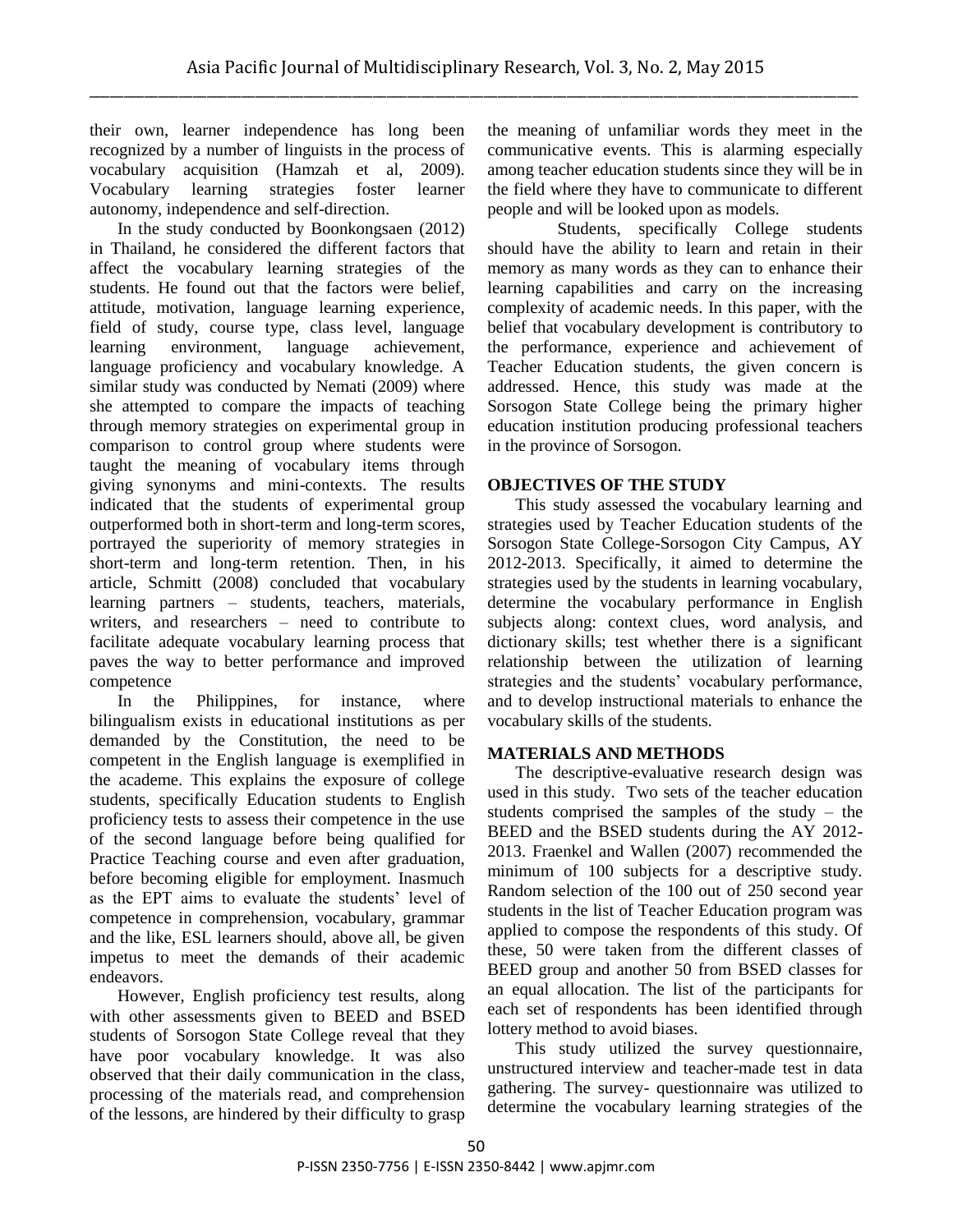their own, learner independence has long been recognized by a number of linguists in the process of vocabulary acquisition (Hamzah et al, 2009). Vocabulary learning strategies foster learner autonomy, independence and self-direction.

In the study conducted by Boonkongsaen (2012) in Thailand, he considered the different factors that affect the vocabulary learning strategies of the students. He found out that the factors were belief, attitude, motivation, language learning experience, field of study, course type, class level, language learning environment, language achievement, language proficiency and vocabulary knowledge. A similar study was conducted by Nemati (2009) where she attempted to compare the impacts of teaching through memory strategies on experimental group in comparison to control group where students were taught the meaning of vocabulary items through giving synonyms and mini-contexts. The results indicated that the students of experimental group outperformed both in short-term and long-term scores, portrayed the superiority of memory strategies in short-term and long-term retention. Then, in his article, Schmitt (2008) concluded that vocabulary learning partners – students, teachers, materials, writers, and researchers – need to contribute to facilitate adequate vocabulary learning process that paves the way to better performance and improved competence

In the Philippines, for instance, where bilingualism exists in educational institutions as per demanded by the Constitution, the need to be competent in the English language is exemplified in the academe. This explains the exposure of college students, specifically Education students to English proficiency tests to assess their competence in the use of the second language before being qualified for Practice Teaching course and even after graduation, before becoming eligible for employment. Inasmuch as the EPT aims to evaluate the students' level of competence in comprehension, vocabulary, grammar and the like, ESL learners should, above all, be given impetus to meet the demands of their academic endeavors.

However, English proficiency test results, along with other assessments given to BEED and BSED students of Sorsogon State College reveal that they have poor vocabulary knowledge. It was also observed that their daily communication in the class, processing of the materials read, and comprehension of the lessons, are hindered by their difficulty to grasp the meaning of unfamiliar words they meet in the communicative events. This is alarming especially among teacher education students since they will be in the field where they have to communicate to different people and will be looked upon as models.

Students, specifically College students should have the ability to learn and retain in their memory as many words as they can to enhance their learning capabilities and carry on the increasing complexity of academic needs. In this paper, with the belief that vocabulary development is contributory to the performance, experience and achievement of Teacher Education students, the given concern is addressed. Hence, this study was made at the Sorsogon State College being the primary higher education institution producing professional teachers in the province of Sorsogon.

## OBJECTIVES OF THE STUDY

This study assessed the vocabulary learning and strategies used by Teacher Education students of the Sorsogon State College-Sorsogon City Campus, AY 2012-2013. Specifically, it aimed to determine the strategies used by the students in learning vocabulary, determine the vocabulary performance in English subjects along: context clues, word analysis, and dictionary skills; test whether there is a significant relationship between the utilization of learning strategies and the students' vocabulary performance, and to develop instructional materials to enhance the vocabulary skills of the students.

## MATERIALS AND METHODS

The descriptive-evaluative research design was used in this study. Two sets of the teacher education students comprised the samples of the study – the BEED and the BSED students during the AY 2012-2013. Fraenkel and Wallen (2007) recommended the minimum of 100 subjects for a descriptive study. Random selection of the 100 out of 250 second year students in the list of Teacher Education program was applied to compose the respondents of this study. Of these, 50 were taken from the different classes of BEED group and another 50 from BSED classes for an equal allocation. The list of the participants for each set of respondents has been identified through lottery method to avoid biases.

This study utilized the survey questionnaire, unstructured interview and teacher-made test in data gathering. The survey- questionnaire was utilized to determine the vocabulary learning strategies of the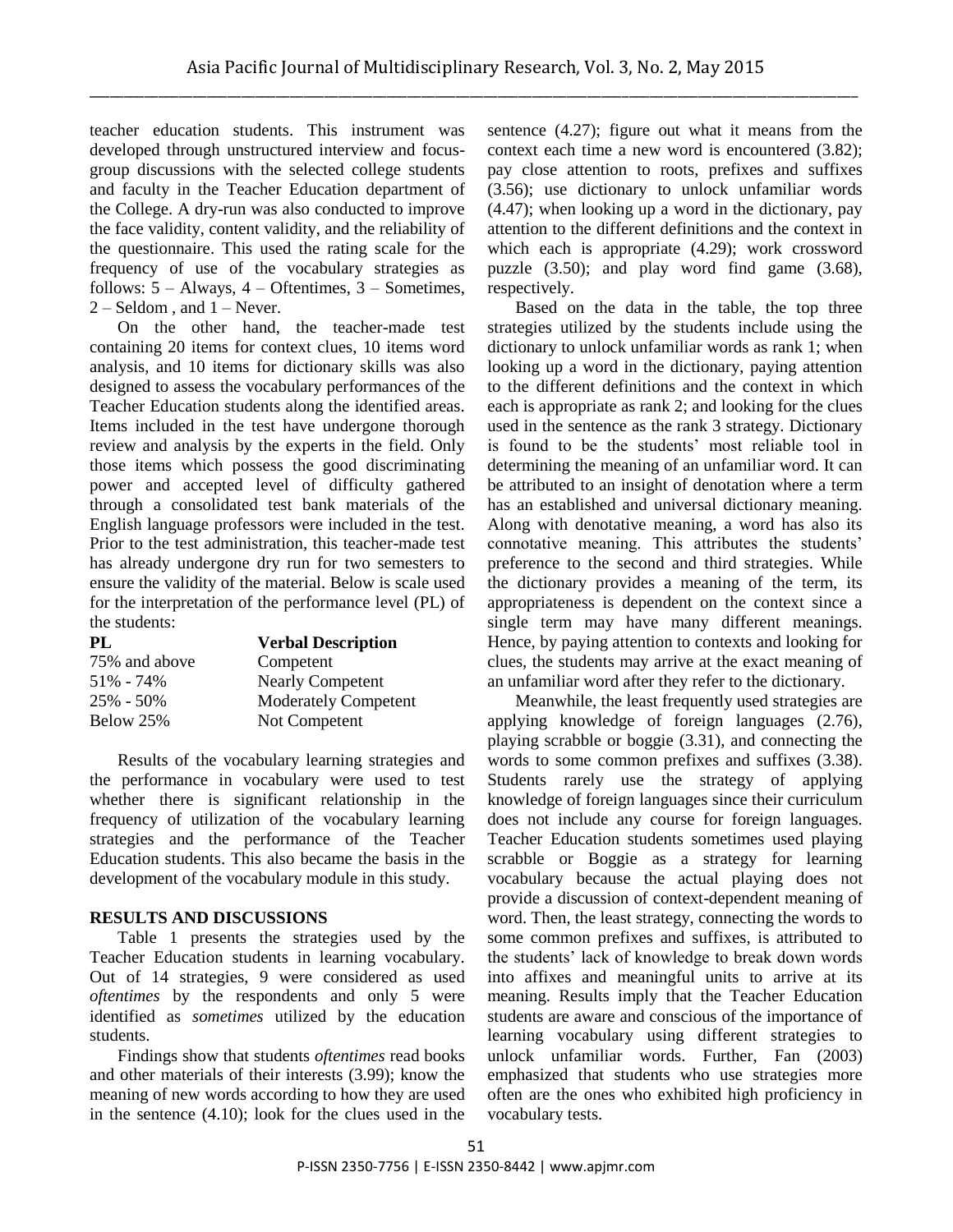teacher education students. This instrument was developed through unstructured interview and focus-group discussions with the selected college students and faculty in the Teacher Education department of the College. A dry-run was also conducted to improve the face validity, content validity, and the reliability of the questionnaire. This used the rating scale for the frequency of use of the vocabulary strategies as follows: 5 – Always, 4 – Oftentimes, 3 – Sometimes, 2 – Seldom , and 1 – Never.

On the other hand, the teacher-made test containing 20 items for context clues, 10 items word analysis, and 10 items for dictionary skills was also designed to assess the vocabulary performances of the Teacher Education students along the identified areas. Items included in the test have undergone thorough review and analysis by the experts in the field. Only those items which possess the good discriminating power and accepted level of difficulty gathered through a consolidated test bank materials of the English language professors were included in the test. Prior to the test administration, this teacher-made test has already undergone dry run for two semesters to ensure the validity of the material. Below is scale used for the interpretation of the performance level (PL) of the students:

| PL | Verbal Description |
|---|---|
| 75% and above | Competent |
| 51% - 74% | Nearly Competent |
| 25% - 50% | Moderately Competent |
| Below 25% | Not Competent |

Results of the vocabulary learning strategies and the performance in vocabulary were used to test whether there is significant relationship in the frequency of utilization of the vocabulary learning strategies and the performance of the Teacher Education students. This also became the basis in the development of the vocabulary module in this study.

## RESULTS AND DISCUSSIONS

Table 1 presents the strategies used by the Teacher Education students in learning vocabulary. Out of 14 strategies, 9 were considered as used *oftentimes* by the respondents and only 5 were identified as *sometimes* utilized by the education students.

Findings show that students *oftentimes* read books and other materials of their interests (3.99); know the meaning of new words according to how they are used in the sentence (4.10); look for the clues used in the sentence (4.27); figure out what it means from the context each time a new word is encountered (3.82); pay close attention to roots, prefixes and suffixes (3.56); use dictionary to unlock unfamiliar words (4.47); when looking up a word in the dictionary, pay attention to the different definitions and the context in which each is appropriate (4.29); work crossword puzzle (3.50); and play word find game (3.68), respectively.

Based on the data in the table, the top three strategies utilized by the students include using the dictionary to unlock unfamiliar words as rank 1; when looking up a word in the dictionary, paying attention to the different definitions and the context in which each is appropriate as rank 2; and looking for the clues used in the sentence as the rank 3 strategy. Dictionary is found to be the students' most reliable tool in determining the meaning of an unfamiliar word. It can be attributed to an insight of denotation where a term has an established and universal dictionary meaning. Along with denotative meaning, a word has also its connotative meaning. This attributes the students' preference to the second and third strategies. While the dictionary provides a meaning of the term, its appropriateness is dependent on the context since a single term may have many different meanings. Hence, by paying attention to contexts and looking for clues, the students may arrive at the exact meaning of an unfamiliar word after they refer to the dictionary.

Meanwhile, the least frequently used strategies are applying knowledge of foreign languages (2.76), playing scrabble or boggie (3.31), and connecting the words to some common prefixes and suffixes (3.38). Students rarely use the strategy of applying knowledge of foreign languages since their curriculum does not include any course for foreign languages. Teacher Education students sometimes used playing scrabble or Boggie as a strategy for learning vocabulary because the actual playing does not provide a discussion of context-dependent meaning of word. Then, the least strategy, connecting the words to some common prefixes and suffixes, is attributed to the students' lack of knowledge to break down words into affixes and meaningful units to arrive at its meaning. Results imply that the Teacher Education students are aware and conscious of the importance of learning vocabulary using different strategies to unlock unfamiliar words. Further, Fan (2003) emphasized that students who use strategies more often are the ones who exhibited high proficiency in vocabulary tests.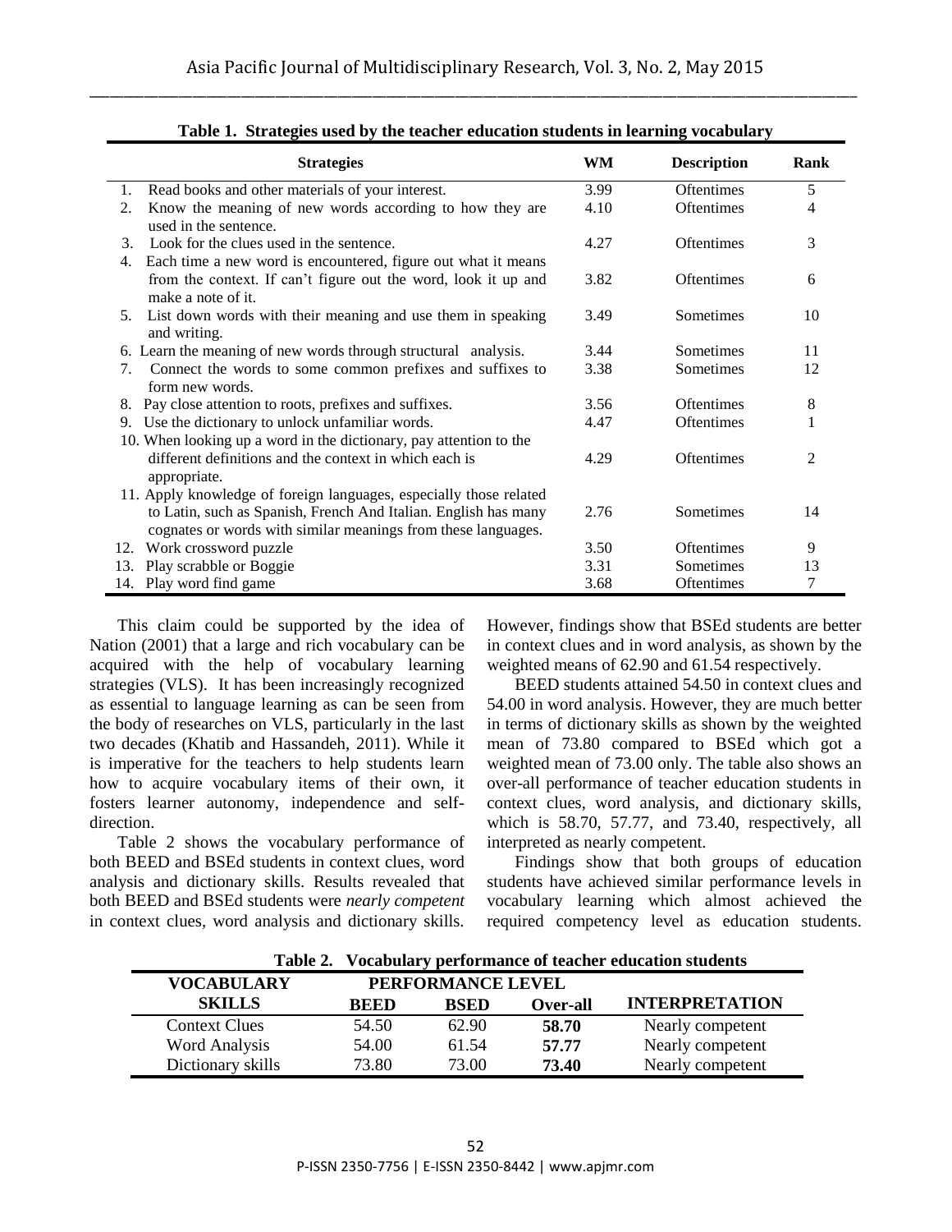**Table 1. Strategies used by the teacher education students in learning vocabulary**

| Strategies | WM | Description | Rank |
|---|---|---|---|
| 1. Read books and other materials of your interest. | 3.99 | Oftentimes | 5 |
| 2. Know the meaning of new words according to how they are used in the sentence. | 4.10 | Oftentimes | 4 |
| 3. Look for the clues used in the sentence. | 4.27 | Oftentimes | 3 |
| 4. Each time a new word is encountered, figure out what it means from the context. If can't figure out the word, look it up and make a note of it. | 3.82 | Oftentimes | 6 |
| 5. List down words with their meaning and use them in speaking and writing. | 3.49 | Sometimes | 10 |
| 6. Learn the meaning of new words through structural analysis. | 3.44 | Sometimes | 11 |
| 7. Connect the words to some common prefixes and suffixes to form new words. | 3.38 | Sometimes | 12 |
| 8. Pay close attention to roots, prefixes and suffixes. | 3.56 | Oftentimes | 8 |
| 9. Use the dictionary to unlock unfamiliar words. | 4.47 | Oftentimes | 1 |
| 10. When looking up a word in the dictionary, pay attention to the different definitions and the context in which each is appropriate. | 4.29 | Oftentimes | 2 |
| 11. Apply knowledge of foreign languages, especially those related to Latin, such as Spanish, French And Italian. English has many cognates or words with similar meanings from these languages. | 2.76 | Sometimes | 14 |
| 12. Work crossword puzzle | 3.50 | Oftentimes | 9 |
| 13. Play scrabble or Boggie | 3.31 | Sometimes | 13 |
| 14. Play word find game | 3.68 | Oftentimes | 7 |

This claim could be supported by the idea of Nation (2001) that a large and rich vocabulary can be acquired with the help of vocabulary learning strategies (VLS). It has been increasingly recognized as essential to language learning as can be seen from the body of researches on VLS, particularly in the last two decades (Khatib and Hassandeh, 2011). While it is imperative for the teachers to help students learn how to acquire vocabulary items of their own, it fosters learner autonomy, independence and self-direction.

Table 2 shows the vocabulary performance of both BEED and BSEd students in context clues, word analysis and dictionary skills. Results revealed that both BEED and BSEd students were *nearly competent* in context clues, word analysis and dictionary skills. However, findings show that BSEd students are better in context clues and in word analysis, as shown by the weighted means of 62.90 and 61.54 respectively.

BEED students attained 54.50 in context clues and 54.00 in word analysis. However, they are much better in terms of dictionary skills as shown by the weighted mean of 73.80 compared to BSEd which got a weighted mean of 73.00 only. The table also shows an over-all performance of teacher education students in context clues, word analysis, and dictionary skills, which is 58.70, 57.77, and 73.40, respectively, all interpreted as nearly competent.

Findings show that both groups of education students have achieved similar performance levels in vocabulary learning which almost achieved the required competency level as education students.

**Table 2. Vocabulary performance of teacher education students**

| VOCABULARY SKILLS | PERFORMANCE LEVEL | | | INTERPRETATION |
|---|---|---|---|---|
| | BEED | BSED | Over-all | |
| Context Clues | 54.50 | 62.90 | **58.70** | Nearly competent |
| Word Analysis | 54.00 | 61.54 | **57.77** | Nearly competent |
| Dictionary skills | 73.80 | 73.00 | **73.40** | Nearly competent |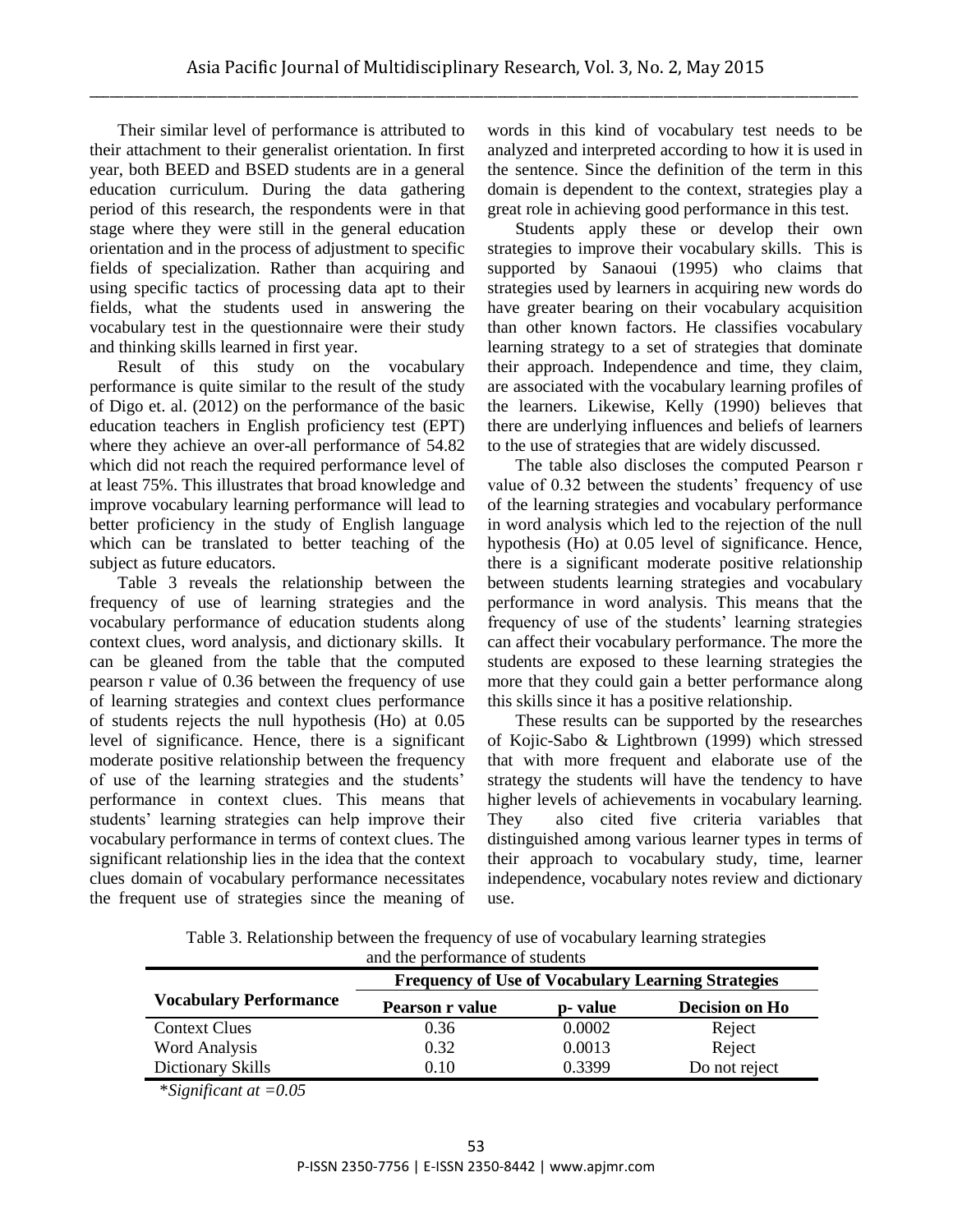Their similar level of performance is attributed to their attachment to their generalist orientation. In first year, both BEED and BSED students are in a general education curriculum. During the data gathering period of this research, the respondents were in that stage where they were still in the general education orientation and in the process of adjustment to specific fields of specialization. Rather than acquiring and using specific tactics of processing data apt to their fields, what the students used in answering the vocabulary test in the questionnaire were their study and thinking skills learned in first year.

Result of this study on the vocabulary performance is quite similar to the result of the study of Digo et. al. (2012) on the performance of the basic education teachers in English proficiency test (EPT) where they achieve an over-all performance of 54.82 which did not reach the required performance level of at least 75%. This illustrates that broad knowledge and improve vocabulary learning performance will lead to better proficiency in the study of English language which can be translated to better teaching of the subject as future educators.

Table 3 reveals the relationship between the frequency of use of learning strategies and the vocabulary performance of education students along context clues, word analysis, and dictionary skills. It can be gleaned from the table that the computed pearson r value of 0.36 between the frequency of use of learning strategies and context clues performance of students rejects the null hypothesis (Ho) at 0.05 level of significance. Hence, there is a significant moderate positive relationship between the frequency of use of the learning strategies and the students' performance in context clues. This means that students' learning strategies can help improve their vocabulary performance in terms of context clues. The significant relationship lies in the idea that the context clues domain of vocabulary performance necessitates the frequent use of strategies since the meaning of words in this kind of vocabulary test needs to be analyzed and interpreted according to how it is used in the sentence. Since the definition of the term in this domain is dependent to the context, strategies play a great role in achieving good performance in this test.

Students apply these or develop their own strategies to improve their vocabulary skills. This is supported by Sanaoui (1995) who claims that strategies used by learners in acquiring new words do have greater bearing on their vocabulary acquisition than other known factors. He classifies vocabulary learning strategy to a set of strategies that dominate their approach. Independence and time, they claim, are associated with the vocabulary learning profiles of the learners. Likewise, Kelly (1990) believes that there are underlying influences and beliefs of learners to the use of strategies that are widely discussed.

The table also discloses the computed Pearson r value of 0.32 between the students' frequency of use of the learning strategies and vocabulary performance in word analysis which led to the rejection of the null hypothesis (Ho) at 0.05 level of significance. Hence, there is a significant moderate positive relationship between students learning strategies and vocabulary performance in word analysis. This means that the frequency of use of the students' learning strategies can affect their vocabulary performance. The more the students are exposed to these learning strategies the more that they could gain a better performance along this skills since it has a positive relationship.

These results can be supported by the researches of Kojic-Sabo & Lightbrown (1999) which stressed that with more frequent and elaborate use of the strategy the students will have the tendency to have higher levels of achievements in vocabulary learning. They also cited five criteria variables that distinguished among various learner types in terms of their approach to vocabulary study, time, learner independence, vocabulary notes review and dictionary use.

Table 3. Relationship between the frequency of use of vocabulary learning strategies and the performance of students

| Vocabulary Performance | Frequency of Use of Vocabulary Learning Strategies | | |
|---|---|---|---|
| | **Pearson r value** | **p- value** | **Decision on Ho** |
| Context Clues | 0.36 | 0.0002 | Reject |
| Word Analysis | 0.32 | 0.0013 | Reject |
| Dictionary Skills | 0.10 | 0.3399 | Do not reject |

*\*Significant at =0.05*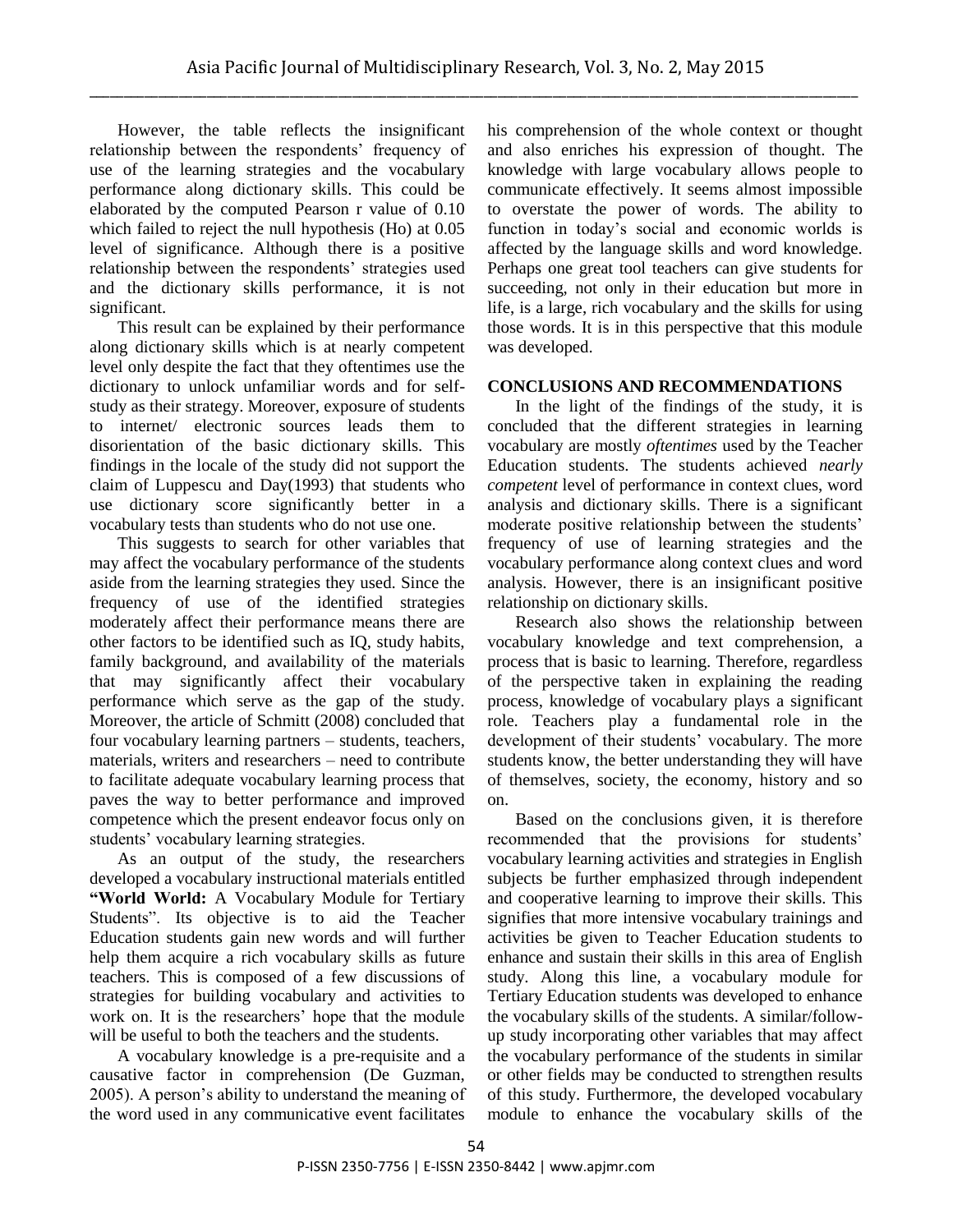However, the table reflects the insignificant relationship between the respondents' frequency of use of the learning strategies and the vocabulary performance along dictionary skills. This could be elaborated by the computed Pearson r value of 0.10 which failed to reject the null hypothesis (Ho) at 0.05 level of significance. Although there is a positive relationship between the respondents' strategies used and the dictionary skills performance, it is not significant.

This result can be explained by their performance along dictionary skills which is at nearly competent level only despite the fact that they oftentimes use the dictionary to unlock unfamiliar words and for self-study as their strategy. Moreover, exposure of students to internet/ electronic sources leads them to disorientation of the basic dictionary skills. This findings in the locale of the study did not support the claim of Luppescu and Day(1993) that students who use dictionary score significantly better in a vocabulary tests than students who do not use one.

This suggests to search for other variables that may affect the vocabulary performance of the students aside from the learning strategies they used. Since the frequency of use of the identified strategies moderately affect their performance means there are other factors to be identified such as IQ, study habits, family background, and availability of the materials that may significantly affect their vocabulary performance which serve as the gap of the study. Moreover, the article of Schmitt (2008) concluded that four vocabulary learning partners – students, teachers, materials, writers and researchers – need to contribute to facilitate adequate vocabulary learning process that paves the way to better performance and improved competence which the present endeavor focus only on students' vocabulary learning strategies.

As an output of the study, the researchers developed a vocabulary instructional materials entitled **"World World:** A Vocabulary Module for Tertiary Students". Its objective is to aid the Teacher Education students gain new words and will further help them acquire a rich vocabulary skills as future teachers. This is composed of a few discussions of strategies for building vocabulary and activities to work on. It is the researchers' hope that the module will be useful to both the teachers and the students.

A vocabulary knowledge is a pre-requisite and a causative factor in comprehension (De Guzman, 2005). A person's ability to understand the meaning of the word used in any communicative event facilitates his comprehension of the whole context or thought and also enriches his expression of thought. The knowledge with large vocabulary allows people to communicate effectively. It seems almost impossible to overstate the power of words. The ability to function in today's social and economic worlds is affected by the language skills and word knowledge. Perhaps one great tool teachers can give students for succeeding, not only in their education but more in life, is a large, rich vocabulary and the skills for using those words. It is in this perspective that this module was developed.

## CONCLUSIONS AND RECOMMENDATIONS

In the light of the findings of the study, it is concluded that the different strategies in learning vocabulary are mostly *oftentimes* used by the Teacher Education students. The students achieved *nearly competent* level of performance in context clues, word analysis and dictionary skills. There is a significant moderate positive relationship between the students' frequency of use of learning strategies and the vocabulary performance along context clues and word analysis. However, there is an insignificant positive relationship on dictionary skills.

Research also shows the relationship between vocabulary knowledge and text comprehension, a process that is basic to learning. Therefore, regardless of the perspective taken in explaining the reading process, knowledge of vocabulary plays a significant role. Teachers play a fundamental role in the development of their students' vocabulary. The more students know, the better understanding they will have of themselves, society, the economy, history and so on.

Based on the conclusions given, it is therefore recommended that the provisions for students' vocabulary learning activities and strategies in English subjects be further emphasized through independent and cooperative learning to improve their skills. This signifies that more intensive vocabulary trainings and activities be given to Teacher Education students to enhance and sustain their skills in this area of English study. Along this line, a vocabulary module for Tertiary Education students was developed to enhance the vocabulary skills of the students. A similar/follow-up study incorporating other variables that may affect the vocabulary performance of the students in similar or other fields may be conducted to strengthen results of this study. Furthermore, the developed vocabulary module to enhance the vocabulary skills of the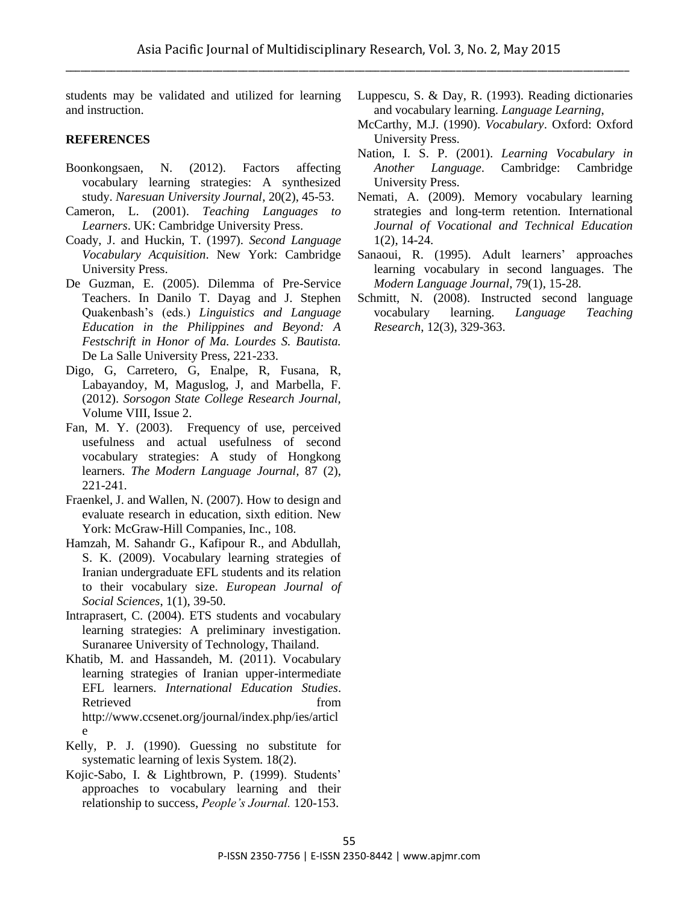students may be validated and utilized for learning and instruction.

## REFERENCES

Boonkongsaen, N. (2012). Factors affecting vocabulary learning strategies: A synthesized study. *Naresuan University Journal*, 20(2), 45-53.

Cameron, L. (2001). *Teaching Languages to Learners*. UK: Cambridge University Press.

Coady, J. and Huckin, T. (1997). *Second Language Vocabulary Acquisition*. New York: Cambridge University Press.

De Guzman, E. (2005). Dilemma of Pre-Service Teachers. In Danilo T. Dayag and J. Stephen Quakenbash's (eds.) *Linguistics and Language Education in the Philippines and Beyond: A Festschrift in Honor of Ma. Lourdes S. Bautista.* De La Salle University Press, 221-233.

Digo, G, Carretero, G, Enalpe, R, Fusana, R, Labayandoy, M, Maguslog, J, and Marbella, F. (2012). *Sorsogon State College Research Journal*, Volume VIII, Issue 2.

Fan, M. Y. (2003). Frequency of use, perceived usefulness and actual usefulness of second vocabulary strategies: A study of Hongkong learners. *The Modern Language Journal,* 87 (2), 221-241.

Fraenkel, J. and Wallen, N. (2007). How to design and evaluate research in education, sixth edition. New York: McGraw-Hill Companies, Inc., 108.

Hamzah, M. Sahandr G., Kafipour R., and Abdullah, S. K. (2009). Vocabulary learning strategies of Iranian undergraduate EFL students and its relation to their vocabulary size. *European Journal of Social Sciences*, 1(1), 39-50.

Intraprasert, C. (2004). ETS students and vocabulary learning strategies: A preliminary investigation. Suranaree University of Technology, Thailand.

Khatib, M. and Hassandeh, M. (2011). Vocabulary learning strategies of Iranian upper-intermediate EFL learners. *International Education Studies*. Retrieved from http://www.ccsenet.org/journal/index.php/ies/article

Kelly, P. J. (1990). Guessing no substitute for systematic learning of lexis System. 18(2).

Kojic-Sabo, I. & Lightbrown, P. (1999). Students' approaches to vocabulary learning and their relationship to success, *People's Journal.* 120-153.

Luppescu, S. & Day, R. (1993). Reading dictionaries and vocabulary learning. *Language Learning*,

McCarthy, M.J. (1990). *Vocabulary*. Oxford: Oxford University Press.

Nation, I. S. P. (2001). *Learning Vocabulary in Another Language*. Cambridge: Cambridge University Press.

Nemati, A. (2009). Memory vocabulary learning strategies and long-term retention. International *Journal of Vocational and Technical Education* 1(2), 14-24.

Sanaoui, R. (1995). Adult learners' approaches learning vocabulary in second languages. The *Modern Language Journal*, 79(1), 15-28.

Schmitt, N. (2008). Instructed second language vocabulary learning. *Language Teaching Research*, 12(3), 329-363.